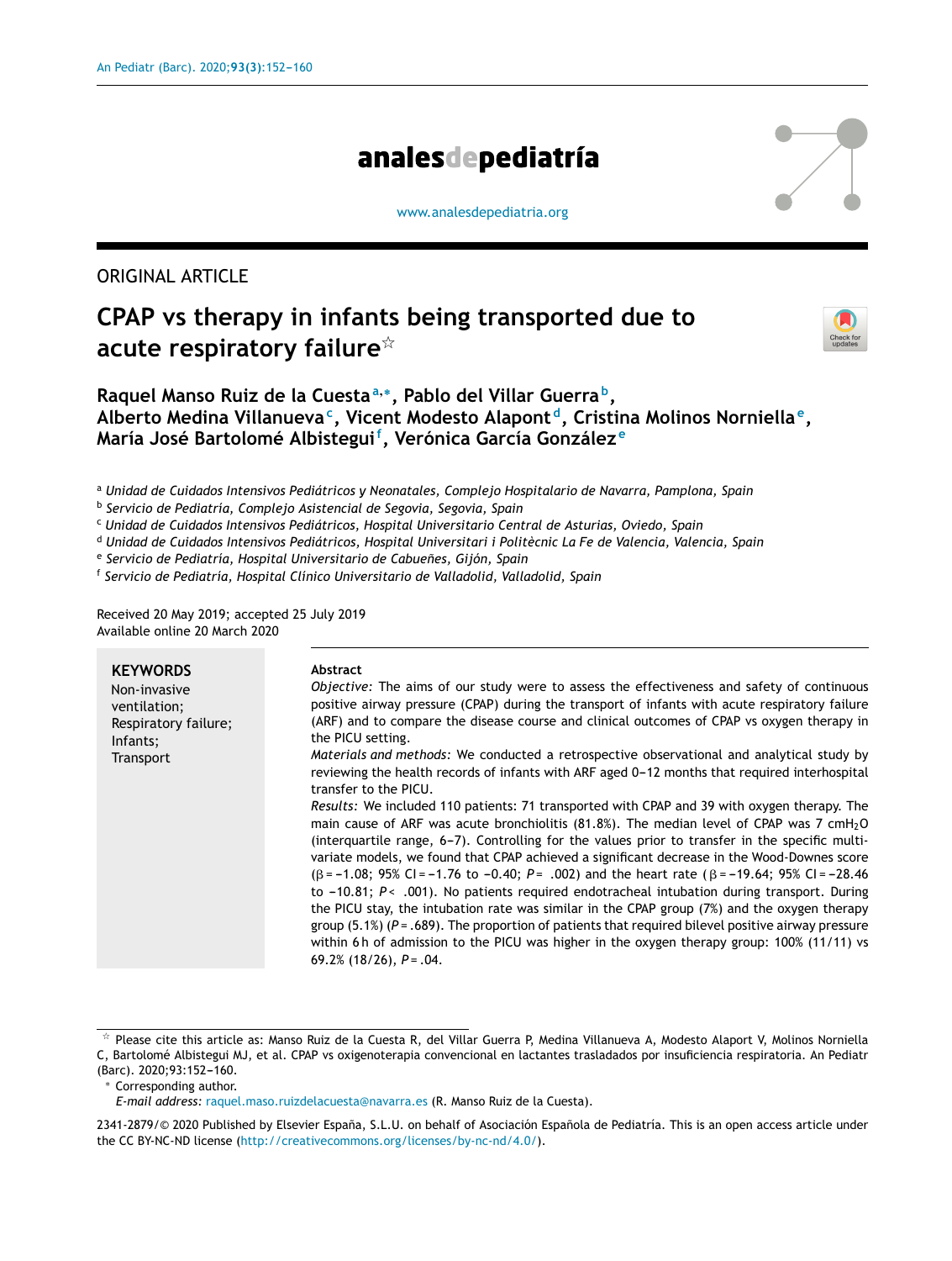ORIGINAL ARTICLE

# CPAP vs therapy in infants being transported due to acute respiratory failure[☆]

**Raquel Manso Ruiz de la Cuesta[a,*], Pablo del Villar Guerra[b], Alberto Medina Villanueva[c], Vicent Modesto Alapont[d], Cristina Molinos Norniella[e], María José Bartolomé Albistegui[f], Verónica García González[e]**

[a] *Unidad de Cuidados Intensivos Pediátricos y Neonatales, Complejo Hospitalario de Navarra, Pamplona, Spain*
[b] *Servicio de Pediatría, Complejo Asistencial de Segovia, Segovia, Spain*
[c] *Unidad de Cuidados Intensivos Pediátricos, Hospital Universitario Central de Asturias, Oviedo, Spain*
[d] *Unidad de Cuidados Intensivos Pediátricos, Hospital Universitari i Politècnic La Fe de Valencia, Valencia, Spain*
[e] *Servicio de Pediatría, Hospital Universitario de Cabueñes, Gijón, Spain*
[f] *Servicio de Pediatría, Hospital Clínico Universitario de Valladolid, Valladolid, Spain*

Received 20 May 2019; accepted 25 July 2019
Available online 20 March 2020

**KEYWORDS**
Non-invasive ventilation;
Respiratory failure;
Infants;
Transport

**Abstract**

*Objective:* The aims of our study were to assess the effectiveness and safety of continuous positive airway pressure (CPAP) during the transport of infants with acute respiratory failure (ARF) and to compare the disease course and clinical outcomes of CPAP vs oxygen therapy in the PICU setting.

*Materials and methods:* We conducted a retrospective observational and analytical study by reviewing the health records of infants with ARF aged 0–12 months that required interhospital transfer to the PICU.

*Results:* We included 110 patients: 71 transported with CPAP and 39 with oxygen therapy. The main cause of ARF was acute bronchiolitis (81.8%). The median level of CPAP was 7 $cmH_2O$ (interquartile range, 6–7). Controlling for the values prior to transfer in the specific multivariate models, we found that CPAP achieved a significant decrease in the Wood-Downes score ($\beta = -1.08$; 95% CI = −1.76 to −0.40; $P = .002$) and the heart rate ($\beta = -19.64$; 95% CI = −28.46 to −10.81; $P < .001$). No patients required endotracheal intubation during transport. During the PICU stay, the intubation rate was similar in the CPAP group (7%) and the oxygen therapy group (5.1%) ($P = .689$). The proportion of patients that required bilevel positive airway pressure within 6 h of admission to the PICU was higher in the oxygen therapy group: 100% (11/11) vs 69.2% (18/26), $P = .04$.

---

☆ Please cite this article as: Manso Ruiz de la Cuesta R, del Villar Guerra P, Medina Villanueva A, Modesto Alaport V, Molinos Norniella C, Bartolomé Albistegui MJ, et al. CPAP vs oxigenoterapia convencional en lactantes trasladados por insuficiencia respiratoria. An Pediatr (Barc). 2020;93:152–160.

\* Corresponding author.
*E-mail address:* raquel.maso.ruizdelacuesta@navarra.es (R. Manso Ruiz de la Cuesta).

2341-2879/© 2020 Published by Elsevier España, S.L.U. on behalf of Asociación Española de Pediatría. This is an open access article under the CC BY-NC-ND license (http://creativecommons.org/licenses/by-nc-nd/4.0/).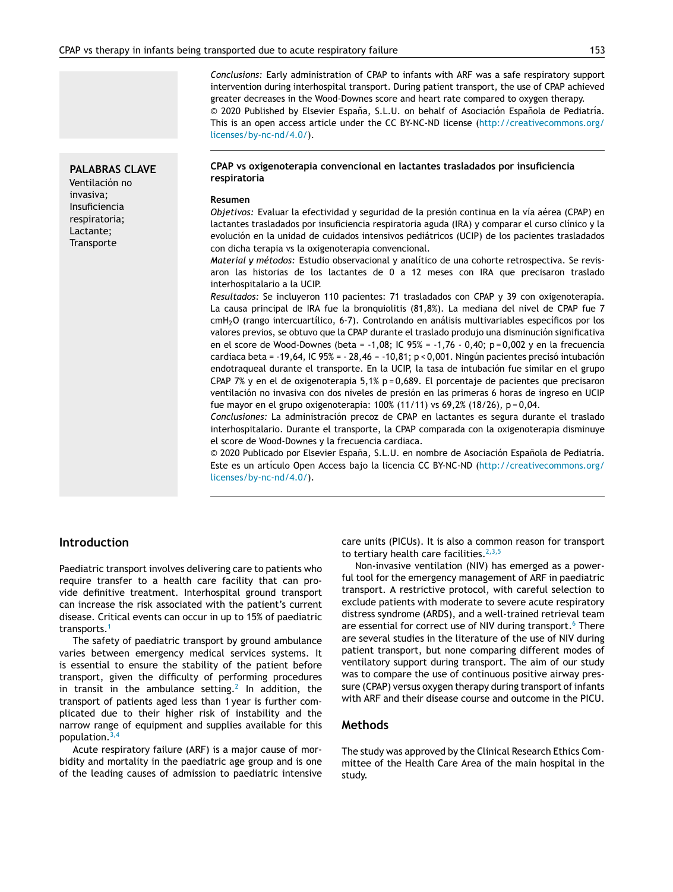*Conclusions:* Early administration of CPAP to infants with ARF was a safe respiratory support intervention during interhospital transport. During patient transport, the use of CPAP achieved greater decreases in the Wood-Downes score and heart rate compared to oxygen therapy.

© 2020 Published by Elsevier España, S.L.U. on behalf of Asociación Española de Pediatría. This is an open access article under the CC BY-NC-ND license (http://creativecommons.org/licenses/by-nc-nd/4.0/).

**PALABRAS CLAVE**

Ventilación no invasiva;
Insuficiencia respiratoria;
Lactante;
Transporte

**CPAP vs oxigenoterapia convencional en lactantes trasladados por insuficiencia respiratoria**

**Resumen**

*Objetivos:* Evaluar la efectividad y seguridad de la presión continua en la vía aérea (CPAP) en lactantes trasladados por insuficiencia respiratoria aguda (IRA) y comparar el curso clínico y la evolución en la unidad de cuidados intensivos pediátricos (UCIP) de los pacientes trasladados con dicha terapia vs la oxigenoterapia convencional.

*Material y métodos:* Estudio observacional y analítico de una cohorte retrospectiva. Se revisaron las historias de los lactantes de 0 a 12 meses con IRA que precisaron traslado interhospitalario a la UCIP.

*Resultados:* Se incluyeron 110 pacientes: 71 trasladados con CPAP y 39 con oxigenoterapia. La causa principal de IRA fue la bronquiolitis (81,8%). La mediana del nivel de CPAP fue 7 $cmH_2O$ (rango intercuartílico, 6-7). Controlando en análisis multivariables específicos por los valores previos, se obtuvo que la CPAP durante el traslado produjo una disminución significativa en el score de Wood-Downes (beta = -1,08; IC 95% = -1,76 - 0,40; p = 0,002 y en la frecuencia cardiaca beta = -19,64, IC 95% = - 28,46 – -10,81; p < 0,001. Ningún pacientes precisó intubación endotraqueal durante el transporte. En la UCIP, la tasa de intubación fue similar en el grupo CPAP 7% y en el de oxigenoterapia 5,1% p = 0,689. El porcentaje de pacientes que precisaron ventilación no invasiva con dos niveles de presión en las primeras 6 horas de ingreso en UCIP fue mayor en el grupo oxigenoterapia: 100% (11/11) vs 69,2% (18/26), p = 0,04.

*Conclusiones:* La administración precoz de CPAP en lactantes es segura durante el traslado interhospitalario. Durante el transporte, la CPAP comparada con la oxigenoterapia disminuye el score de Wood-Downes y la frecuencia cardiaca.

© 2020 Publicado por Elsevier España, S.L.U. en nombre de Asociación Española de Pediatría. Este es un artículo Open Access bajo la licencia CC BY-NC-ND (http://creativecommons.org/licenses/by-nc-nd/4.0/).

## Introduction

Paediatric transport involves delivering care to patients who require transfer to a health care facility that can provide definitive treatment. Interhospital ground transport can increase the risk associated with the patient's current disease. Critical events can occur in up to 15% of paediatric transports.[1]

The safety of paediatric transport by ground ambulance varies between emergency medical services systems. It is essential to ensure the stability of the patient before transport, given the difficulty of performing procedures in transit in the ambulance setting.[2] In addition, the transport of patients aged less than 1 year is further complicated due to their higher risk of instability and the narrow range of equipment and supplies available for this population.[3,4]

Acute respiratory failure (ARF) is a major cause of morbidity and mortality in the paediatric age group and is one of the leading causes of admission to paediatric intensive care units (PICUs). It is also a common reason for transport to tertiary health care facilities.[2,3,5]

Non-invasive ventilation (NIV) has emerged as a powerful tool for the emergency management of ARF in paediatric transport. A restrictive protocol, with careful selection to exclude patients with moderate to severe acute respiratory distress syndrome (ARDS), and a well-trained retrieval team are essential for correct use of NIV during transport.[6] There are several studies in the literature of the use of NIV during patient transport, but none comparing different modes of ventilatory support during transport. The aim of our study was to compare the use of continuous positive airway pressure (CPAP) versus oxygen therapy during transport of infants with ARF and their disease course and outcome in the PICU.

## Methods

The study was approved by the Clinical Research Ethics Committee of the Health Care Area of the main hospital in the study.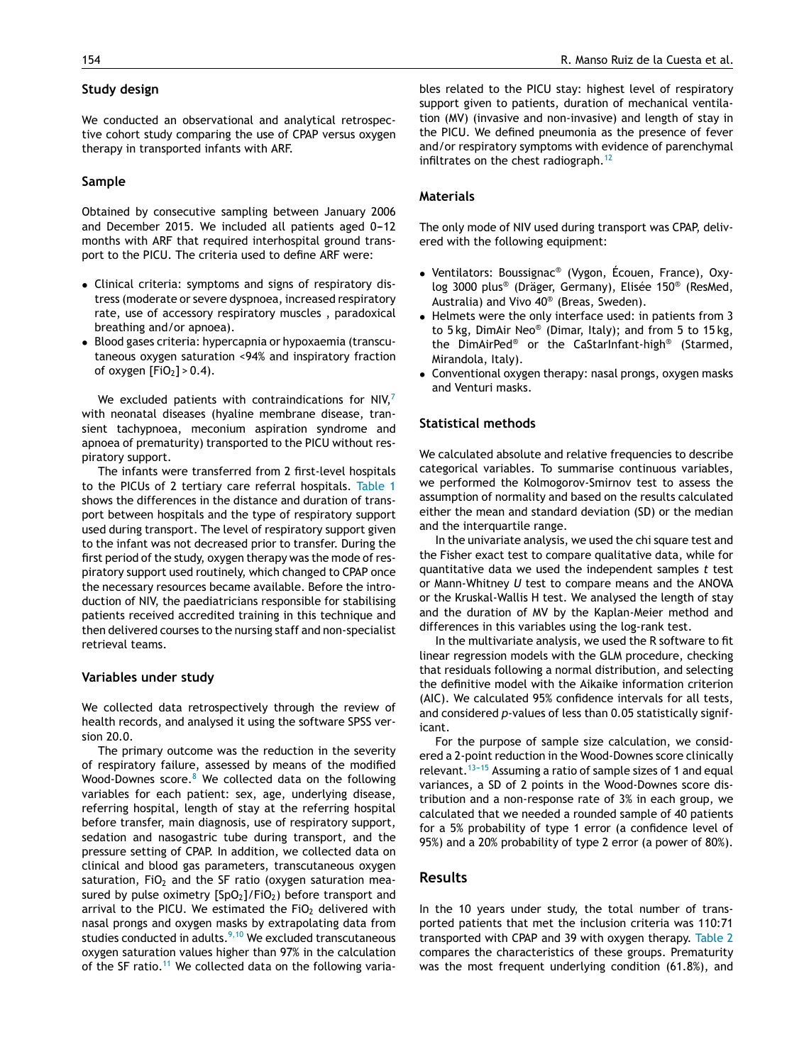## Study design

We conducted an observational and analytical retrospective cohort study comparing the use of CPAP versus oxygen therapy in transported infants with ARF.

## Sample

Obtained by consecutive sampling between January 2006 and December 2015. We included all patients aged 0–12 months with ARF that required interhospital ground transport to the PICU. The criteria used to define ARF were:

- Clinical criteria: symptoms and signs of respiratory distress (moderate or severe dyspnoea, increased respiratory rate, use of accessory respiratory muscles , paradoxical breathing and/or apnoea).
- Blood gases criteria: hypercapnia or hypoxaemia (transcutaneous oxygen saturation <94% and inspiratory fraction of oxygen [$FiO_2$] > 0.4).

We excluded patients with contraindications for NIV,[7] with neonatal diseases (hyaline membrane disease, transient tachypnoea, meconium aspiration syndrome and apnoea of prematurity) transported to the PICU without respiratory support.

The infants were transferred from 2 first-level hospitals to the PICUs of 2 tertiary care referral hospitals. Table 1 shows the differences in the distance and duration of transport between hospitals and the type of respiratory support used during transport. The level of respiratory support given to the infant was not decreased prior to transfer. During the first period of the study, oxygen therapy was the mode of respiratory support used routinely, which changed to CPAP once the necessary resources became available. Before the introduction of NIV, the paediatricians responsible for stabilising patients received accredited training in this technique and then delivered courses to the nursing staff and non-specialist retrieval teams.

## Variables under study

We collected data retrospectively through the review of health records, and analysed it using the software SPSS version 20.0.

The primary outcome was the reduction in the severity of respiratory failure, assessed by means of the modified Wood-Downes score.[8] We collected data on the following variables for each patient: sex, age, underlying disease, referring hospital, length of stay at the referring hospital before transfer, main diagnosis, use of respiratory support, sedation and nasogastric tube during transport, and the pressure setting of CPAP. In addition, we collected data on clinical and blood gas parameters, transcutaneous oxygen saturation, $FiO_2$ and the SF ratio (oxygen saturation measured by pulse oximetry [$SpO_2$]/$FiO_2$) before transport and arrival to the PICU. We estimated the $FiO_2$ delivered with nasal prongs and oxygen masks by extrapolating data from studies conducted in adults.[9,10] We excluded transcutaneous oxygen saturation values higher than 97% in the calculation of the SF ratio.[11] We collected data on the following variables related to the PICU stay: highest level of respiratory support given to patients, duration of mechanical ventilation (MV) (invasive and non-invasive) and length of stay in the PICU. We defined pneumonia as the presence of fever and/or respiratory symptoms with evidence of parenchymal infiltrates on the chest radiograph.[12]

## Materials

The only mode of NIV used during transport was CPAP, delivered with the following equipment:

- Ventilators: Boussignac® (Vygon, Écouen, France), Oxylog 3000 plus® (Dräger, Germany), Elisée 150® (ResMed, Australia) and Vivo 40® (Breas, Sweden).
- Helmets were the only interface used: in patients from 3 to 5 kg, DimAir Neo® (Dimar, Italy); and from 5 to 15 kg, the DimAirPed® or the CaStarInfant-high® (Starmed, Mirandola, Italy).
- Conventional oxygen therapy: nasal prongs, oxygen masks and Venturi masks.

## Statistical methods

We calculated absolute and relative frequencies to describe categorical variables. To summarise continuous variables, we performed the Kolmogorov-Smirnov test to assess the assumption of normality and based on the results calculated either the mean and standard deviation (SD) or the median and the interquartile range.

In the univariate analysis, we used the chi square test and the Fisher exact test to compare qualitative data, while for quantitative data we used the independent samples *t* test or Mann-Whitney *U* test to compare means and the ANOVA or the Kruskal-Wallis H test. We analysed the length of stay and the duration of MV by the Kaplan-Meier method and differences in this variables using the log-rank test.

In the multivariate analysis, we used the R software to fit linear regression models with the GLM procedure, checking that residuals following a normal distribution, and selecting the definitive model with the Aikaike information criterion (AIC). We calculated 95% confidence intervals for all tests, and considered *p*-values of less than 0.05 statistically significant.

For the purpose of sample size calculation, we considered a 2-point reduction in the Wood-Downes score clinically relevant.[13–15] Assuming a ratio of sample sizes of 1 and equal variances, a SD of 2 points in the Wood-Downes score distribution and a non-response rate of 3% in each group, we calculated that we needed a rounded sample of 40 patients for a 5% probability of type 1 error (a confidence level of 95%) and a 20% probability of type 2 error (a power of 80%).

# Results

In the 10 years under study, the total number of transported patients that met the inclusion criteria was 110:71 transported with CPAP and 39 with oxygen therapy. Table 2 compares the characteristics of these groups. Prematurity was the most frequent underlying condition (61.8%), and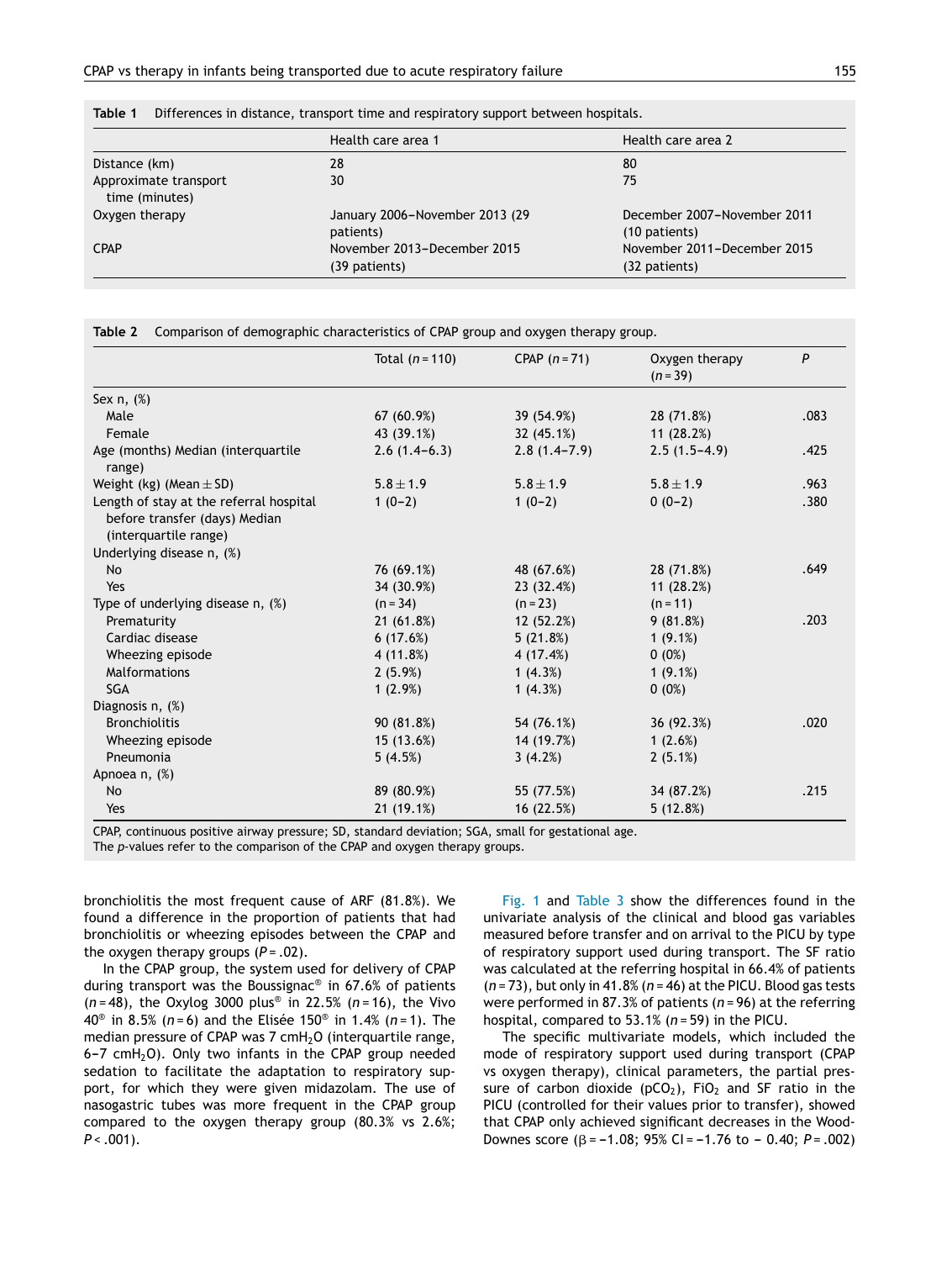**Table 1** Differences in distance, transport time and respiratory support between hospitals.

| | Health care area 1 | Health care area 2 |
|---|---|---|
| Distance (km) | 28 | 80 |
| Approximate transport time (minutes) | 30 | 75 |
| Oxygen therapy | January 2006–November 2013 (29 patients) | December 2007–November 2011 (10 patients) |
| CPAP | November 2013–December 2015 (39 patients) | November 2011–December 2015 (32 patients) |

**Table 2** Comparison of demographic characteristics of CPAP group and oxygen therapy group.

| | Total ($n$ = 110) | CPAP ($n$ = 71) | Oxygen therapy ($n$ = 39) | *P* |
|---|---|---|---|---|
| Sex n, (%) | | | | |
| Male | 67 (60.9%) | 39 (54.9%) | 28 (71.8%) | .083 |
| Female | 43 (39.1%) | 32 (45.1%) | 11 (28.2%) | |
| Age (months) Median (interquartile range) | 2.6 (1.4–6.3) | 2.8 (1.4–7.9) | 2.5 (1.5–4.9) | .425 |
| Weight (kg) (Mean ± SD) | 5.8 ± 1.9 | 5.8 ± 1.9 | 5.8 ± 1.9 | .963 |
| Length of stay at the referral hospital before transfer (days) Median (interquartile range) | 1 (0–2) | 1 (0–2) | 0 (0–2) | .380 |
| Underlying disease n, (%) | | | | |
| No | 76 (69.1%) | 48 (67.6%) | 28 (71.8%) | .649 |
| Yes | 34 (30.9%) | 23 (32.4%) | 11 (28.2%) | |
| Type of underlying disease n, (%) | (n = 34) | (n = 23) | (n = 11) | |
| Prematurity | 21 (61.8%) | 12 (52.2%) | 9 (81.8%) | .203 |
| Cardiac disease | 6 (17.6%) | 5 (21.8%) | 1 (9.1%) | |
| Wheezing episode | 4 (11.8%) | 4 (17.4%) | 0 (0%) | |
| Malformations | 2 (5.9%) | 1 (4.3%) | 1 (9.1%) | |
| SGA | 1 (2.9%) | 1 (4.3%) | 0 (0%) | |
| Diagnosis n, (%) | | | | |
| Bronchiolitis | 90 (81.8%) | 54 (76.1%) | 36 (92.3%) | .020 |
| Wheezing episode | 15 (13.6%) | 14 (19.7%) | 1 (2.6%) | |
| Pneumonia | 5 (4.5%) | 3 (4.2%) | 2 (5.1%) | |
| Apnoea n, (%) | | | | |
| No | 89 (80.9%) | 55 (77.5%) | 34 (87.2%) | .215 |
| Yes | 21 (19.1%) | 16 (22.5%) | 5 (12.8%) | |

CPAP, continuous positive airway pressure; SD, standard deviation; SGA, small for gestational age.
The *p*-values refer to the comparison of the CPAP and oxygen therapy groups.

bronchiolitis the most frequent cause of ARF (81.8%). We found a difference in the proportion of patients that had bronchiolitis or wheezing episodes between the CPAP and the oxygen therapy groups ($P$ = .02).

In the CPAP group, the system used for delivery of CPAP during transport was the Boussignac® in 67.6% of patients ($n$ = 48), the Oxylog 3000 plus® in 22.5% ($n$ = 16), the Vivo 40® in 8.5% ($n$ = 6) and the Elisée 150® in 1.4% ($n$ = 1). The median pressure of CPAP was 7 cm$H_2O$ (interquartile range, 6–7 cm$H_2O$). Only two infants in the CPAP group needed sedation to facilitate the adaptation to respiratory support, for which they were given midazolam. The use of nasogastric tubes was more frequent in the CPAP group compared to the oxygen therapy group (80.3% vs 2.6%; $P$ < .001).

Fig. 1 and Table 3 show the differences found in the univariate analysis of the clinical and blood gas variables measured before transfer and on arrival to the PICU by type of respiratory support used during transport. The SF ratio was calculated at the referring hospital in 66.4% of patients ($n$ = 73), but only in 41.8% ($n$ = 46) at the PICU. Blood gas tests were performed in 87.3% of patients ($n$ = 96) at the referring hospital, compared to 53.1% ($n$ = 59) in the PICU.

The specific multivariate models, which included the mode of respiratory support used during transport (CPAP vs oxygen therapy), clinical parameters, the partial pressure of carbon dioxide ($pCO_2$), $FiO_2$ and SF ratio in the PICU (controlled for their values prior to transfer), showed that CPAP only achieved significant decreases in the Wood-Downes score ($\beta$ = −1.08; 95% CI = −1.76 to − 0.40; $P$ = .002)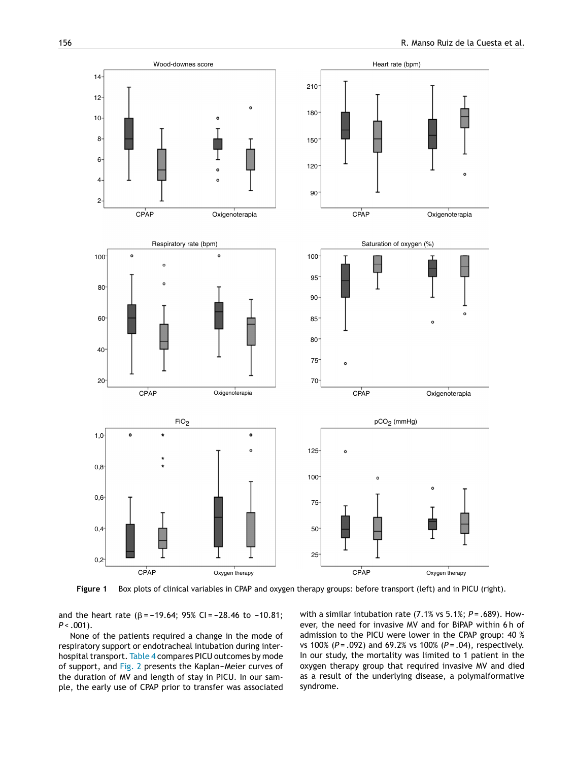Figure 1 Box plots of clinical variables in CPAP and oxygen therapy groups: before transport (left) and in PICU (right).

and the heart rate ($\beta$ = −19.64; 95% CI = −28.46 to −10.81; $P$ < .001).

None of the patients required a change in the mode of respiratory support or endotracheal intubation during interhospital transport. Table 4 compares PICU outcomes by mode of support, and Fig. 2 presents the Kaplan–Meier curves of the duration of MV and length of stay in PICU. In our sample, the early use of CPAP prior to transfer was associated with a similar intubation rate (7.1% vs 5.1%; $P$ = .689). However, the need for invasive MV and for BiPAP within 6 h of admission to the PICU were lower in the CPAP group: 40 % vs 100% ($P$ = .092) and 69.2% vs 100% ($P$ = .04), respectively. In our study, the mortality was limited to 1 patient in the oxygen therapy group that required invasive MV and died as a result of the underlying disease, a polymalformative syndrome.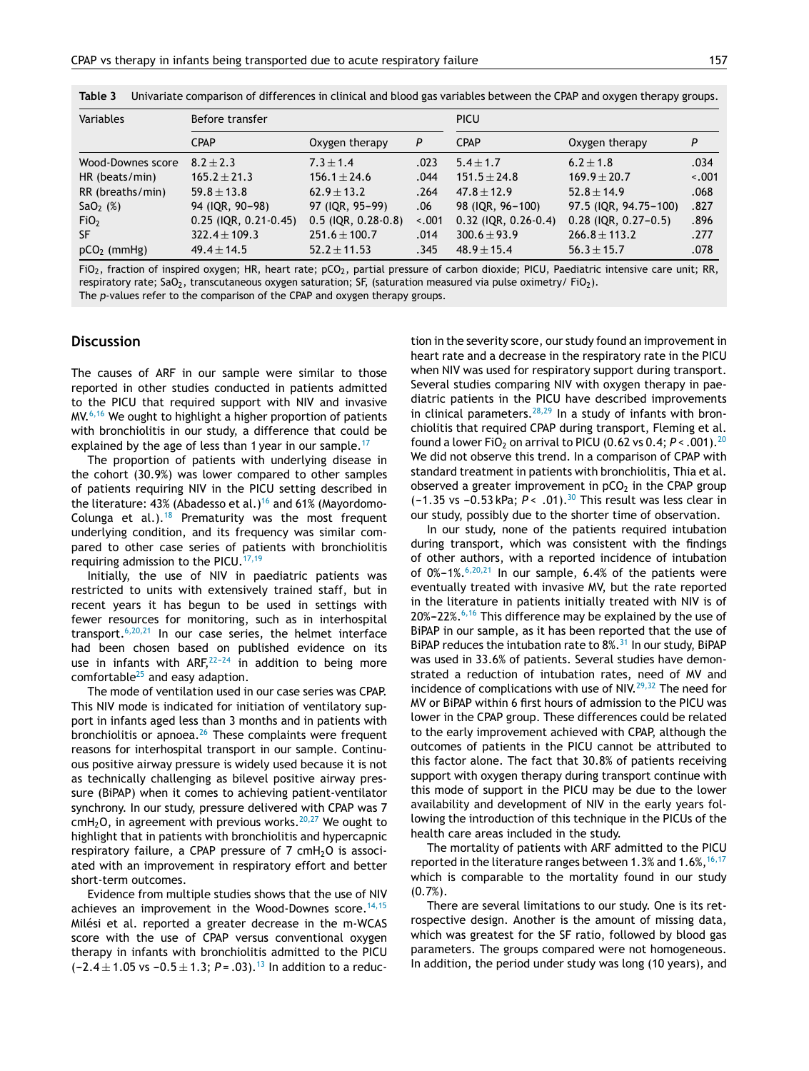**Table 3** Univariate comparison of differences in clinical and blood gas variables between the CPAP and oxygen therapy groups.

| Variables | Before transfer | | | PICU | | |
|---|---|---|---|---|---|---|
| | CPAP | Oxygen therapy | P | CPAP | Oxygen therapy | P |
| Wood-Downes score | 8.2 ± 2.3 | 7.3 ± 1.4 | .023 | 5.4 ± 1.7 | 6.2 ± 1.8 | .034 |
| HR (beats/min) | 165.2 ± 21.3 | 156.1 ± 24.6 | .044 | 151.5 ± 24.8 | 169.9 ± 20.7 | <.001 |
| RR (breaths/min) | 59.8 ± 13.8 | 62.9 ± 13.2 | .264 | 47.8 ± 12.9 | 52.8 ± 14.9 | .068 |
| $SaO_2$ (%) | 94 (IQR, 90–98) | 97 (IQR, 95–99) | .06 | 98 (IQR, 96–100) | 97.5 (IQR, 94.75–100) | .827 |
| $FiO_2$ | 0.25 (IQR, 0.21-0.45) | 0.5 (IQR, 0.28-0.8) | <.001 | 0.32 (IQR, 0.26-0.4) | 0.28 (IQR, 0.27–0.5) | .896 |
| SF | 322.4 ± 109.3 | 251.6 ± 100.7 | .014 | 300.6 ± 93.9 | 266.8 ± 113.2 | .277 |
| $pCO_2$ (mmHg) | 49.4 ± 14.5 | 52.2 ± 11.53 | .345 | 48.9 ± 15.4 | 56.3 ± 15.7 | .078 |

$FiO_2$, fraction of inspired oxygen; HR, heart rate; $pCO_2$, partial pressure of carbon dioxide; PICU, Paediatric intensive care unit; RR, respiratory rate; $SaO_2$, transcutaneous oxygen saturation; SF, (saturation measured via pulse oximetry/ $FiO_2$).
The p-values refer to the comparison of the CPAP and oxygen therapy groups.

## Discussion

The causes of ARF in our sample were similar to those reported in other studies conducted in patients admitted to the PICU that required support with NIV and invasive MV.[6,16] We ought to highlight a higher proportion of patients with bronchiolitis in our study, a difference that could be explained by the age of less than 1 year in our sample.[17]

The proportion of patients with underlying disease in the cohort (30.9%) was lower compared to other samples of patients requiring NIV in the PICU setting described in the literature: 43% (Abadesso et al.)[16] and 61% (Mayordomo-Colunga et al.).[18] Prematurity was the most frequent underlying condition, and its frequency was similar compared to other case series of patients with bronchiolitis requiring admission to the PICU.[17,19]

Initially, the use of NIV in paediatric patients was restricted to units with extensively trained staff, but in recent years it has begun to be used in settings with fewer resources for monitoring, such as in interhospital transport.[6,20,21] In our case series, the helmet interface had been chosen based on published evidence on its use in infants with ARF,[22–24] in addition to being more comfortable[25] and easy adaption.

The mode of ventilation used in our case series was CPAP. This NIV mode is indicated for initiation of ventilatory support in infants aged less than 3 months and in patients with bronchiolitis or apnoea.[26] These complaints were frequent reasons for interhospital transport in our sample. Continuous positive airway pressure is widely used because it is not as technically challenging as bilevel positive airway pressure (BiPAP) when it comes to achieving patient-ventilator synchrony. In our study, pressure delivered with CPAP was 7 $cmH_2O$, in agreement with previous works.[20,27] We ought to highlight that in patients with bronchiolitis and hypercapnic respiratory failure, a CPAP pressure of 7 $cmH_2O$ is associated with an improvement in respiratory effort and better short-term outcomes.

Evidence from multiple studies shows that the use of NIV achieves an improvement in the Wood-Downes score.[14,15] Milési et al. reported a greater decrease in the m-WCAS score with the use of CPAP versus conventional oxygen therapy in infants with bronchiolitis admitted to the PICU (−2.4 ± 1.05 vs −0.5 ± 1.3; $P$ = .03).[13] In addition to a reduction in the severity score, our study found an improvement in heart rate and a decrease in the respiratory rate in the PICU when NIV was used for respiratory support during transport. Several studies comparing NIV with oxygen therapy in paediatric patients in the PICU have described improvements in clinical parameters.[28,29] In a study of infants with bronchiolitis that required CPAP during transport, Fleming et al. found a lower $FiO_2$ on arrival to PICU (0.62 vs 0.4; $P$ < .001).[20] We did not observe this trend. In a comparison of CPAP with standard treatment in patients with bronchiolitis, Thia et al. observed a greater improvement in $pCO_2$ in the CPAP group (−1.35 vs −0.53 kPa; $P$ < .01).[30] This result was less clear in our study, possibly due to the shorter time of observation.

In our study, none of the patients required intubation during transport, which was consistent with the findings of other authors, with a reported incidence of intubation of 0%–1%.[6,20,21] In our sample, 6.4% of the patients were eventually treated with invasive MV, but the rate reported in the literature in patients initially treated with NIV is of 20%–22%.[6,16] This difference may be explained by the use of BiPAP in our sample, as it has been reported that the use of BiPAP reduces the intubation rate to 8%.[31] In our study, BiPAP was used in 33.6% of patients. Several studies have demonstrated a reduction of intubation rates, need of MV and incidence of complications with use of NIV.[29,32] The need for MV or BiPAP within 6 first hours of admission to the PICU was lower in the CPAP group. These differences could be related to the early improvement achieved with CPAP, although the outcomes of patients in the PICU cannot be attributed to this factor alone. The fact that 30.8% of patients receiving support with oxygen therapy during transport continue with this mode of support in the PICU may be due to the lower availability and development of NIV in the early years following the introduction of this technique in the PICUs of the health care areas included in the study.

The mortality of patients with ARF admitted to the PICU reported in the literature ranges between 1.3% and 1.6%,[16,17] which is comparable to the mortality found in our study (0.7%).

There are several limitations to our study. One is its retrospective design. Another is the amount of missing data, which was greatest for the SF ratio, followed by blood gas parameters. The groups compared were not homogeneous. In addition, the period under study was long (10 years), and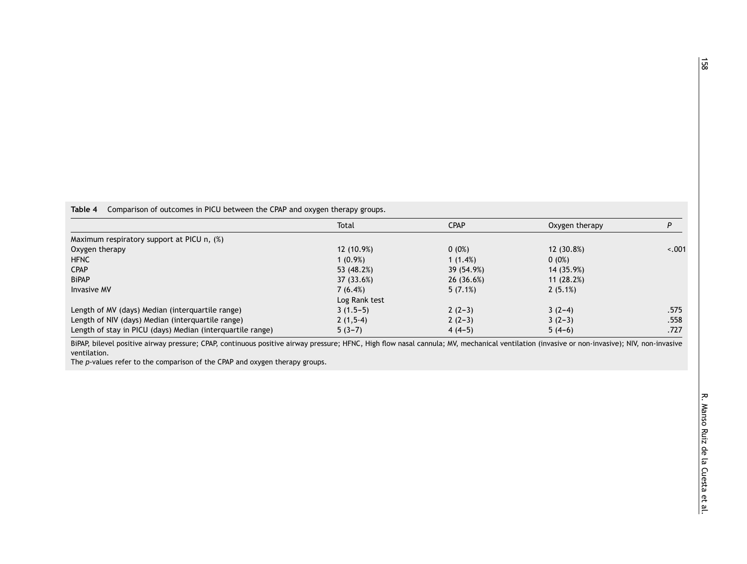**Table 4** Comparison of outcomes in PICU between the CPAP and oxygen therapy groups.

| | Total | CPAP | Oxygen therapy | *P* |
|---|---|---|---|---|
| Maximum respiratory support at PICU n, (%) | | | | |
| Oxygen therapy | 12 (10.9%) | 0 (0%) | 12 (30.8%) | <.001 |
| HFNC | 1 (0.9%) | 1 (1.4%) | 0 (0%) | |
| CPAP | 53 (48.2%) | 39 (54.9%) | 14 (35.9%) | |
| BiPAP | 37 (33.6%) | 26 (36.6%) | 11 (28.2%) | |
| Invasive MV | 7 (6.4%) | 5 (7.1%) | 2 (5.1%) | |
| | Log Rank test | | | |
| Length of MV (days) Median (interquartile range) | 3 (1.5–5) | 2 (2–3) | 3 (2–4) | .575 |
| Length of NIV (days) Median (interquartile range) | 2 (1,5-4) | 2 (2–3) | 3 (2–3) | .558 |
| Length of stay in PICU (days) Median (interquartile range) | 5 (3–7) | 4 (4–5) | 5 (4–6) | .727 |

BiPAP, bilevel positive airway pressure; CPAP, continuous positive airway pressure; HFNC, High flow nasal cannula; MV, mechanical ventilation (invasive or non-invasive); NIV, non-invasive ventilation.

The *p*-values refer to the comparison of the CPAP and oxygen therapy groups.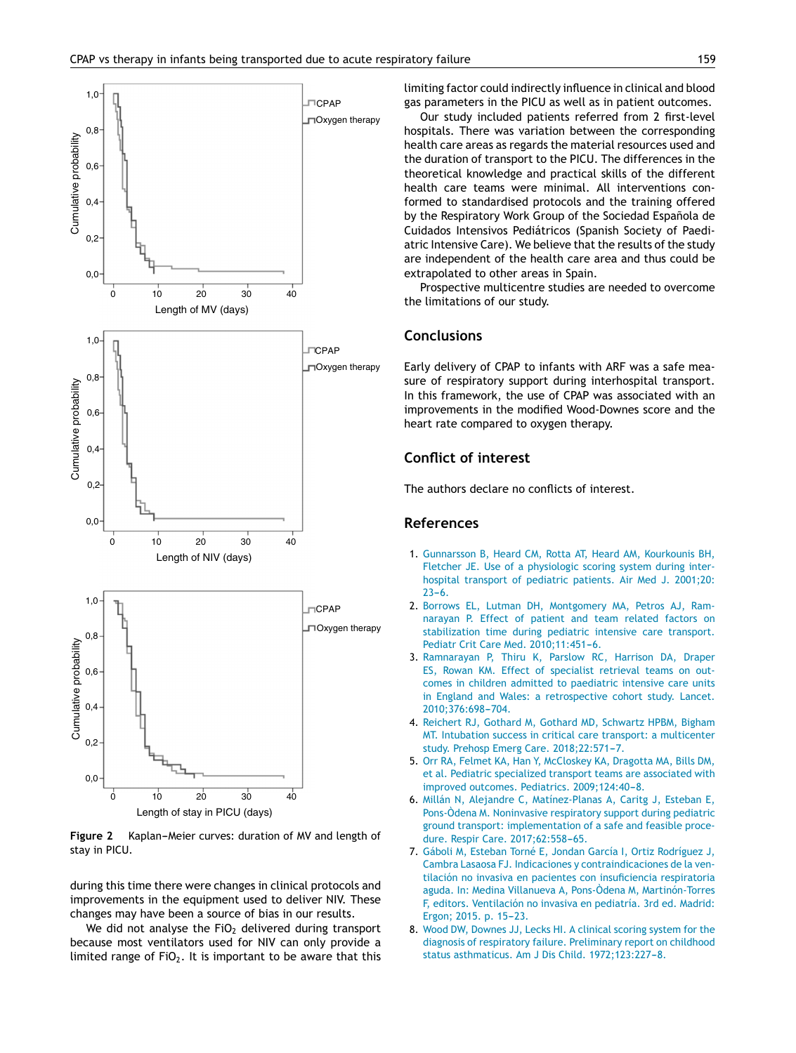Figure 2 Kaplan–Meier curves: duration of MV and length of stay in PICU.

during this time there were changes in clinical protocols and improvements in the equipment used to deliver NIV. These changes may have been a source of bias in our results.

We did not analyse the $FiO_2$ delivered during transport because most ventilators used for NIV can only provide a limited range of $FiO_2$. It is important to be aware that this limiting factor could indirectly influence in clinical and blood gas parameters in the PICU as well as in patient outcomes.

Our study included patients referred from 2 first-level hospitals. There was variation between the corresponding health care areas as regards the material resources used and the duration of transport to the PICU. The differences in the theoretical knowledge and practical skills of the different health care teams were minimal. All interventions conformed to standardised protocols and the training offered by the Respiratory Work Group of the Sociedad Española de Cuidados Intensivos Pediátricos (Spanish Society of Paediatric Intensive Care). We believe that the results of the study are independent of the health care area and thus could be extrapolated to other areas in Spain.

Prospective multicentre studies are needed to overcome the limitations of our study.

## Conclusions

Early delivery of CPAP to infants with ARF was a safe measure of respiratory support during interhospital transport. In this framework, the use of CPAP was associated with an improvements in the modified Wood-Downes score and the heart rate compared to oxygen therapy.

## Conflict of interest

The authors declare no conflicts of interest.

## References

1. Gunnarsson B, Heard CM, Rotta AT, Heard AM, Kourkounis BH, Fletcher JE. Use of a physiologic scoring system during interhospital transport of pediatric patients. Air Med J. 2001;20:23–6.
2. Borrows EL, Lutman DH, Montgomery MA, Petros AJ, Ramnarayan P. Effect of patient and team related factors on stabilization time during pediatric intensive care transport. Pediatr Crit Care Med. 2010;11:451–6.
3. Ramnarayan P, Thiru K, Parslow RC, Harrison DA, Draper ES, Rowan KM. Effect of specialist retrieval teams on outcomes in children admitted to paediatric intensive care units in England and Wales: a retrospective cohort study. Lancet. 2010;376:698–704.
4. Reichert RJ, Gothard M, Gothard MD, Schwartz HPBM, Bigham MT. Intubation success in critical care transport: a multicenter study. Prehosp Emerg Care. 2018;22:571–7.
5. Orr RA, Felmet KA, Han Y, McCloskey KA, Dragotta MA, Bills DM, et al. Pediatric specialized transport teams are associated with improved outcomes. Pediatrics. 2009;124:40–8.
6. Millán N, Alejandre C, Matínez-Planas A, Caritg J, Esteban E, Pons-Òdena M. Noninvasive respiratory support during pediatric ground transport: implementation of a safe and feasible procedure. Respir Care. 2017;62:558–65.
7. Gáboli M, Esteban Torné E, Jondan García I, Ortiz Rodríguez J, Cambra Lasaosa FJ. Indicaciones y contraindicaciones de la ventilación no invasiva en pacientes con insuficiencia respiratoria aguda. In: Medina Villanueva A, Pons-Òdena M, Martinón-Torres F, editors. Ventilación no invasiva en pediatría. 3rd ed. Madrid: Ergon; 2015. p. 15–23.
8. Wood DW, Downes JJ, Lecks HI. A clinical scoring system for the diagnosis of respiratory failure. Preliminary report on childhood status asthmaticus. Am J Dis Child. 1972;123:227–8.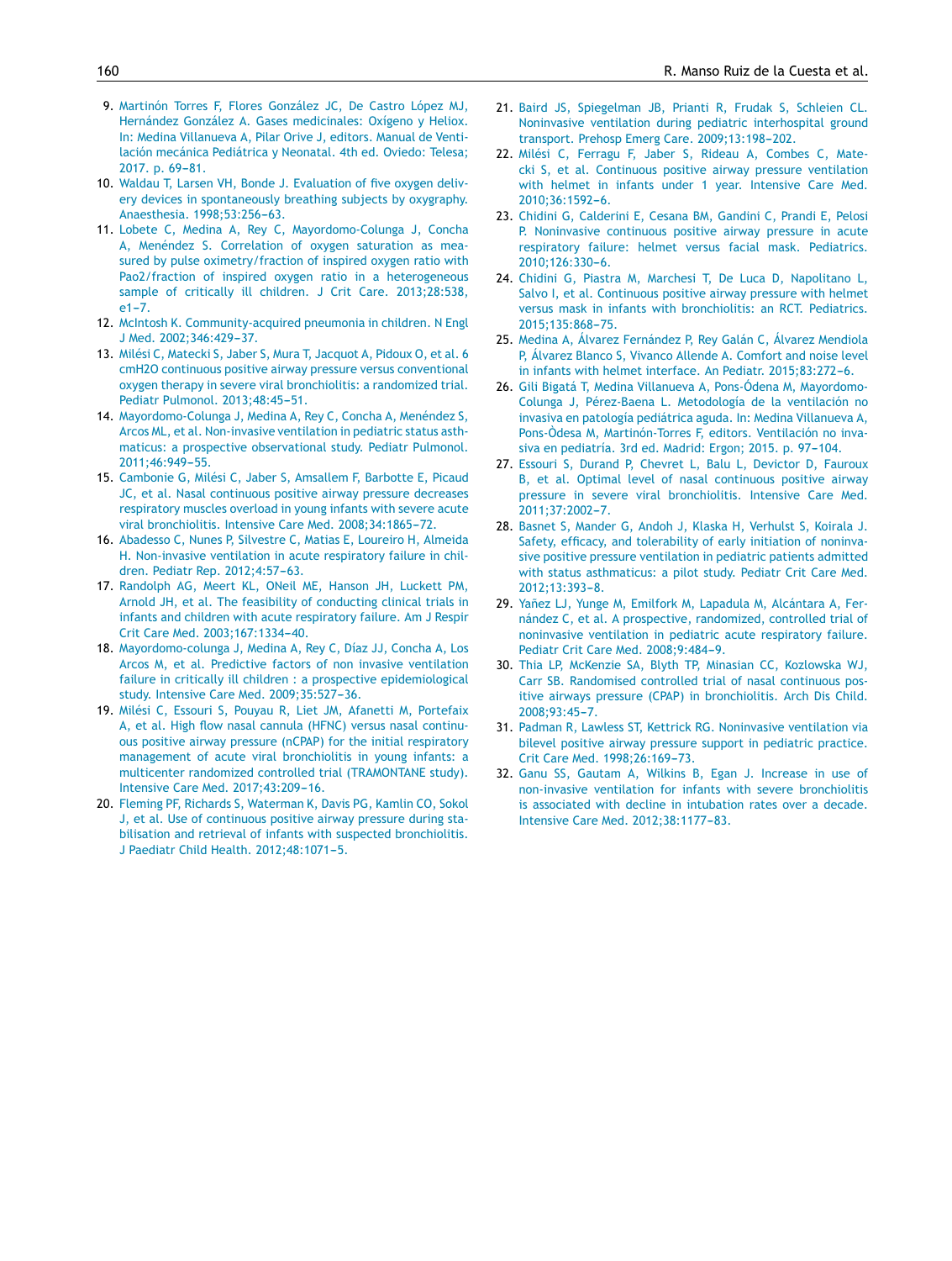9. Martinón Torres F, Flores González JC, De Castro López MJ, Hernández González A. Gases medicinales: Oxígeno y Heliox. In: Medina Villanueva A, Pilar Orive J, editors. Manual de Ventilación mecánica Pediátrica y Neonatal. 4th ed. Oviedo: Telesa; 2017. p. 69–81.
10. Waldau T, Larsen VH, Bonde J. Evaluation of five oxygen delivery devices in spontaneously breathing subjects by oxygraphy. Anaesthesia. 1998;53:256–63.
11. Lobete C, Medina A, Rey C, Mayordomo-Colunga J, Concha A, Menéndez S. Correlation of oxygen saturation as measured by pulse oximetry/fraction of inspired oxygen ratio with Pao2/fraction of inspired oxygen ratio in a heterogeneous sample of critically ill children. J Crit Care. 2013;28:538, e1–7.
12. McIntosh K. Community-acquired pneumonia in children. N Engl J Med. 2002;346:429–37.
13. Milési C, Matecki S, Jaber S, Mura T, Jacquot A, Pidoux O, et al. 6 cmH2O continuous positive airway pressure versus conventional oxygen therapy in severe viral bronchiolitis: a randomized trial. Pediatr Pulmonol. 2013;48:45–51.
14. Mayordomo-Colunga J, Medina A, Rey C, Concha A, Menéndez S, Arcos ML, et al. Non-invasive ventilation in pediatric status asthmaticus: a prospective observational study. Pediatr Pulmonol. 2011;46:949–55.
15. Cambonie G, Milési C, Jaber S, Amsallem F, Barbotte E, Picaud JC, et al. Nasal continuous positive airway pressure decreases respiratory muscles overload in young infants with severe acute viral bronchiolitis. Intensive Care Med. 2008;34:1865–72.
16. Abadesso C, Nunes P, Silvestre C, Matias E, Loureiro H, Almeida H. Non-invasive ventilation in acute respiratory failure in children. Pediatr Rep. 2012;4:57–63.
17. Randolph AG, Meert KL, ONeil ME, Hanson JH, Luckett PM, Arnold JH, et al. The feasibility of conducting clinical trials in infants and children with acute respiratory failure. Am J Respir Crit Care Med. 2003;167:1334–40.
18. Mayordomo-colunga J, Medina A, Rey C, Díaz JJ, Concha A, Los Arcos M, et al. Predictive factors of non invasive ventilation failure in critically ill children : a prospective epidemiological study. Intensive Care Med. 2009;35:527–36.
19. Milési C, Essouri S, Pouyau R, Liet JM, Afanetti M, Portefaix A, et al. High flow nasal cannula (HFNC) versus nasal continuous positive airway pressure (nCPAP) for the initial respiratory management of acute viral bronchiolitis in young infants: a multicenter randomized controlled trial (TRAMONTANE study). Intensive Care Med. 2017;43:209–16.
20. Fleming PF, Richards S, Waterman K, Davis PG, Kamlin CO, Sokol J, et al. Use of continuous positive airway pressure during stabilisation and retrieval of infants with suspected bronchiolitis. J Paediatr Child Health. 2012;48:1071–5.
21. Baird JS, Spiegelman JB, Prianti R, Frudak S, Schleien CL. Noninvasive ventilation during pediatric interhospital ground transport. Prehosp Emerg Care. 2009;13:198–202.
22. Milési C, Ferragu F, Jaber S, Rideau A, Combes C, Matecki S, et al. Continuous positive airway pressure ventilation with helmet in infants under 1 year. Intensive Care Med. 2010;36:1592–6.
23. Chidini G, Calderini E, Cesana BM, Gandini C, Prandi E, Pelosi P. Noninvasive continuous positive airway pressure in acute respiratory failure: helmet versus facial mask. Pediatrics. 2010;126:330–6.
24. Chidini G, Piastra M, Marchesi T, De Luca D, Napolitano L, Salvo I, et al. Continuous positive airway pressure with helmet versus mask in infants with bronchiolitis: an RCT. Pediatrics. 2015;135:868–75.
25. Medina A, Álvarez Fernández P, Rey Galán C, Álvarez Mendiola P, Álvarez Blanco S, Vivanco Allende A. Comfort and noise level in infants with helmet interface. An Pediatr. 2015;83:272–6.
26. Gili Bigatá T, Medina Villanueva A, Pons-Ódena M, Mayordomo-Colunga J, Pérez-Baena L. Metodología de la ventilación no invasiva en patología pediátrica aguda. In: Medina Villanueva A, Pons-Òdesa M, Martinón-Torres F, editors. Ventilación no invasiva en pediatría. 3rd ed. Madrid: Ergon; 2015. p. 97–104.
27. Essouri S, Durand P, Chevret L, Balu L, Devictor D, Fauroux B, et al. Optimal level of nasal continuous positive airway pressure in severe viral bronchiolitis. Intensive Care Med. 2011;37:2002–7.
28. Basnet S, Mander G, Andoh J, Klaska H, Verhulst S, Koirala J. Safety, efficacy, and tolerability of early initiation of noninvasive positive pressure ventilation in pediatric patients admitted with status asthmaticus: a pilot study. Pediatr Crit Care Med. 2012;13:393–8.
29. Yañez LJ, Yunge M, Emilfork M, Lapadula M, Alcántara A, Fernández C, et al. A prospective, randomized, controlled trial of noninvasive ventilation in pediatric acute respiratory failure. Pediatr Crit Care Med. 2008;9:484–9.
30. Thia LP, McKenzie SA, Blyth TP, Minasian CC, Kozlowska WJ, Carr SB. Randomised controlled trial of nasal continuous positive airways pressure (CPAP) in bronchiolitis. Arch Dis Child. 2008;93:45–7.
31. Padman R, Lawless ST, Kettrick RG. Noninvasive ventilation via bilevel positive airway pressure support in pediatric practice. Crit Care Med. 1998;26:169–73.
32. Ganu SS, Gautam A, Wilkins B, Egan J. Increase in use of non-invasive ventilation for infants with severe bronchiolitis is associated with decline in intubation rates over a decade. Intensive Care Med. 2012;38:1177–83.